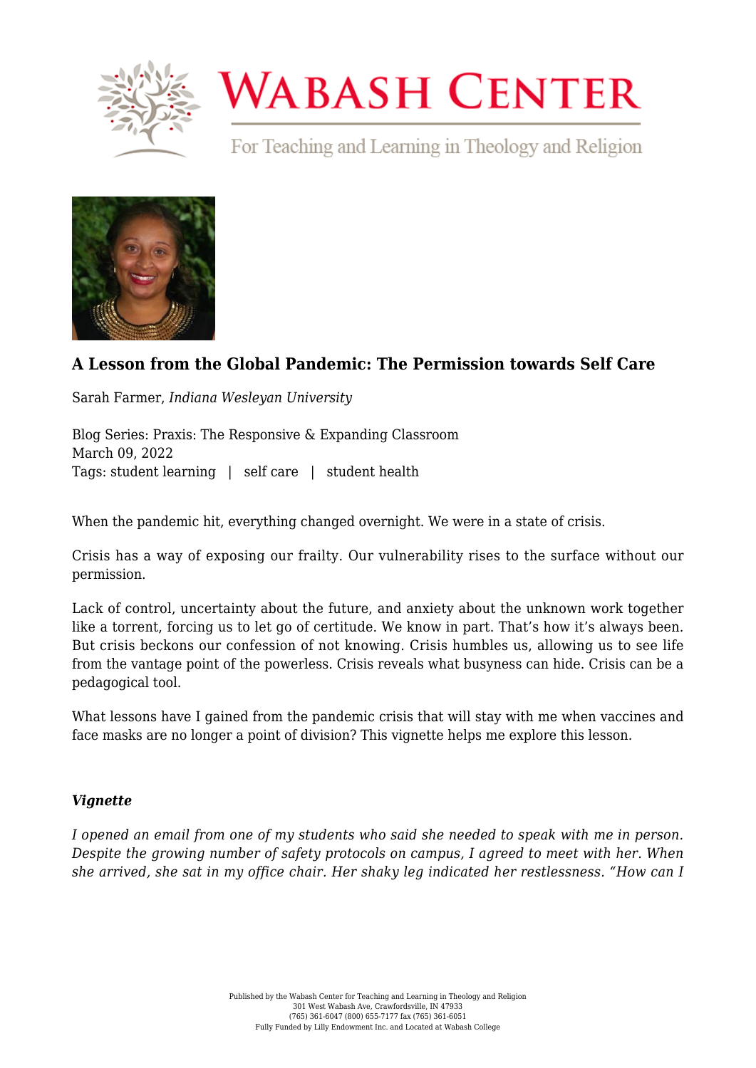# A Lesson from the Global Pandemic: The Permission towards Self Care

Sarah Farmer, *Indiana Wesleyan University*

Blog Series: Praxis: The Responsive & Expanding Classroom
March 09, 2022
Tags: student learning | self care | student health

When the pandemic hit, everything changed overnight. We were in a state of crisis.

Crisis has a way of exposing our frailty. Our vulnerability rises to the surface without our permission.

Lack of control, uncertainty about the future, and anxiety about the unknown work together like a torrent, forcing us to let go of certitude. We know in part. That's how it's always been. But crisis beckons our confession of not knowing. Crisis humbles us, allowing us to see life from the vantage point of the powerless. Crisis reveals what busyness can hide. Crisis can be a pedagogical tool.

What lessons have I gained from the pandemic crisis that will stay with me when vaccines and face masks are no longer a point of division? This vignette helps me explore this lesson.

### *Vignette*

*I opened an email from one of my students who said she needed to speak with me in person. Despite the growing number of safety protocols on campus, I agreed to meet with her. When she arrived, she sat in my office chair. Her shaky leg indicated her restlessness. "How can I*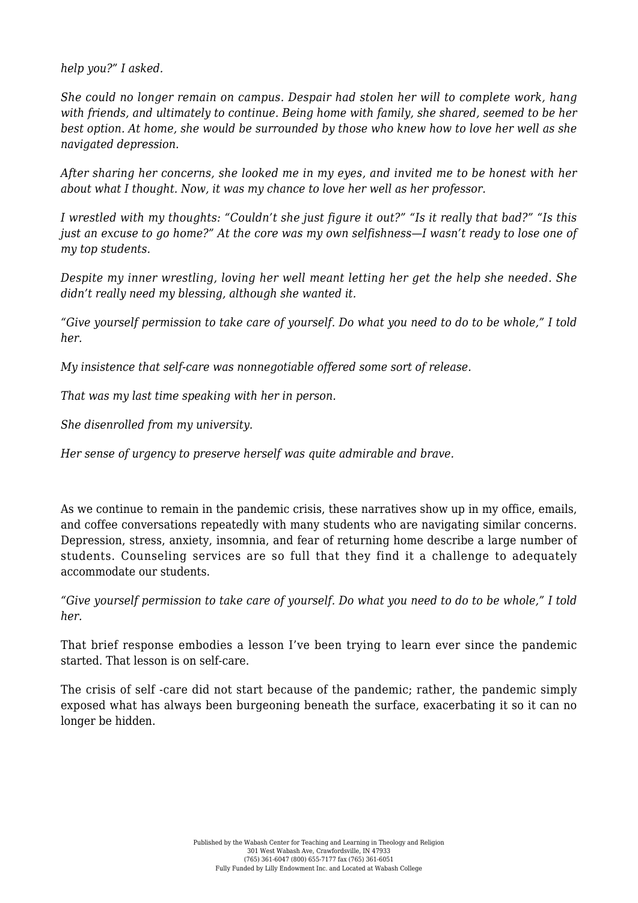*help you?" I asked.*

*She could no longer remain on campus. Despair had stolen her will to complete work, hang with friends, and ultimately to continue. Being home with family, she shared, seemed to be her best option. At home, she would be surrounded by those who knew how to love her well as she navigated depression.*

*After sharing her concerns, she looked me in my eyes, and invited me to be honest with her about what I thought. Now, it was my chance to love her well as her professor.*

*I wrestled with my thoughts: "Couldn't she just figure it out?" "Is it really that bad?" "Is this just an excuse to go home?" At the core was my own selfishness—I wasn't ready to lose one of my top students.*

*Despite my inner wrestling, loving her well meant letting her get the help she needed. She didn't really need my blessing, although she wanted it.*

*"Give yourself permission to take care of yourself. Do what you need to do to be whole," I told her.*

*My insistence that self-care was nonnegotiable offered some sort of release.*

*That was my last time speaking with her in person.*

*She disenrolled from my university.*

*Her sense of urgency to preserve herself was quite admirable and brave.*

As we continue to remain in the pandemic crisis, these narratives show up in my office, emails, and coffee conversations repeatedly with many students who are navigating similar concerns. Depression, stress, anxiety, insomnia, and fear of returning home describe a large number of students. Counseling services are so full that they find it a challenge to adequately accommodate our students.

*"Give yourself permission to take care of yourself. Do what you need to do to be whole," I told her.*

That brief response embodies a lesson I've been trying to learn ever since the pandemic started. That lesson is on self-care.

The crisis of self -care did not start because of the pandemic; rather, the pandemic simply exposed what has always been burgeoning beneath the surface, exacerbating it so it can no longer be hidden.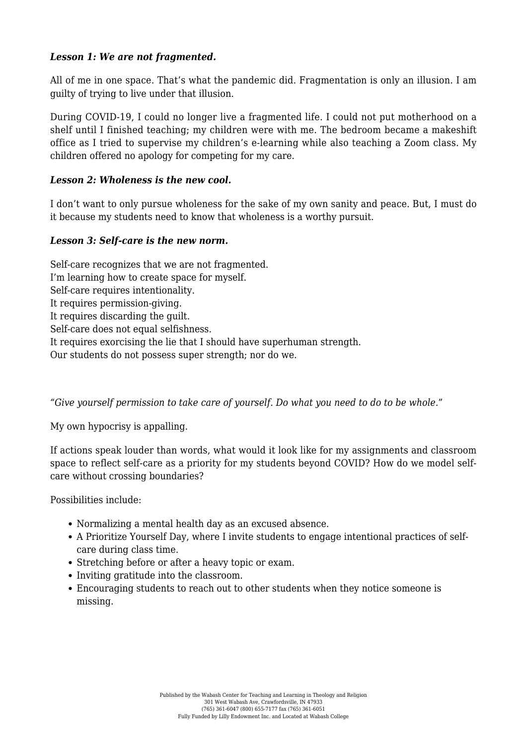***Lesson 1: We are not fragmented.***

All of me in one space. That's what the pandemic did. Fragmentation is only an illusion. I am guilty of trying to live under that illusion.

During COVID-19, I could no longer live a fragmented life. I could not put motherhood on a shelf until I finished teaching; my children were with me. The bedroom became a makeshift office as I tried to supervise my children's e-learning while also teaching a Zoom class. My children offered no apology for competing for my care.

***Lesson 2: Wholeness is the new cool.***

I don't want to only pursue wholeness for the sake of my own sanity and peace. But, I must do it because my students need to know that wholeness is a worthy pursuit.

***Lesson 3: Self-care is the new norm.***

Self-care recognizes that we are not fragmented.
I'm learning how to create space for myself.
Self-care requires intentionality.
It requires permission-giving.
It requires discarding the guilt.
Self-care does not equal selfishness.
It requires exorcising the lie that I should have superhuman strength.
Our students do not possess super strength; nor do we.

"*Give yourself permission to take care of yourself. Do what you need to do to be whole.*"

My own hypocrisy is appalling.

If actions speak louder than words, what would it look like for my assignments and classroom space to reflect self-care as a priority for my students beyond COVID? How do we model self-care without crossing boundaries?

Possibilities include:

- Normalizing a mental health day as an excused absence.
- A Prioritize Yourself Day, where I invite students to engage intentional practices of self-care during class time.
- Stretching before or after a heavy topic or exam.
- Inviting gratitude into the classroom.
- Encouraging students to reach out to other students when they notice someone is missing.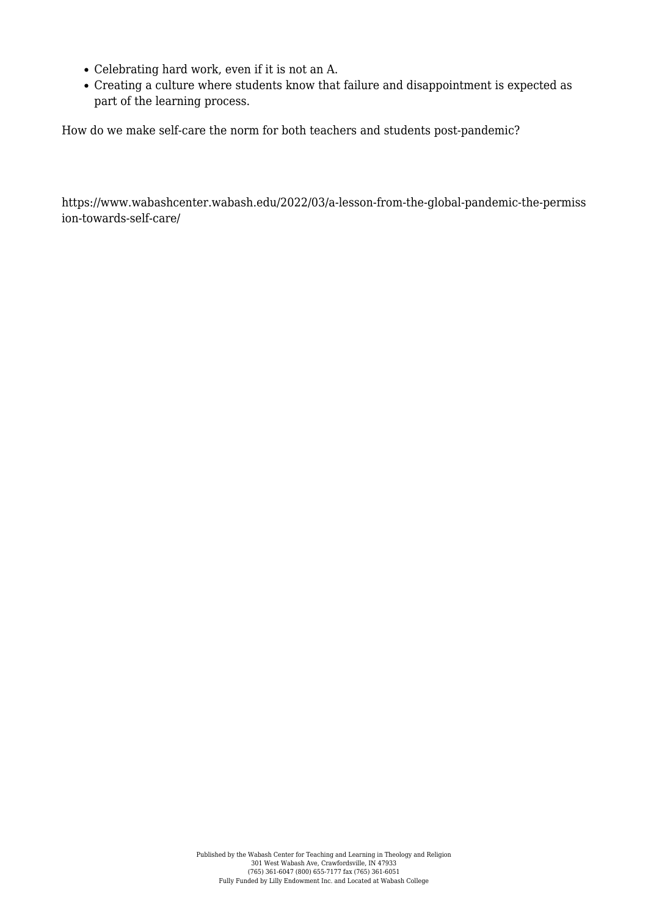- Celebrating hard work, even if it is not an A.
- Creating a culture where students know that failure and disappointment is expected as part of the learning process.

How do we make self-care the norm for both teachers and students post-pandemic?

https://www.wabashcenter.wabash.edu/2022/03/a-lesson-from-the-global-pandemic-the-permission-towards-self-care/